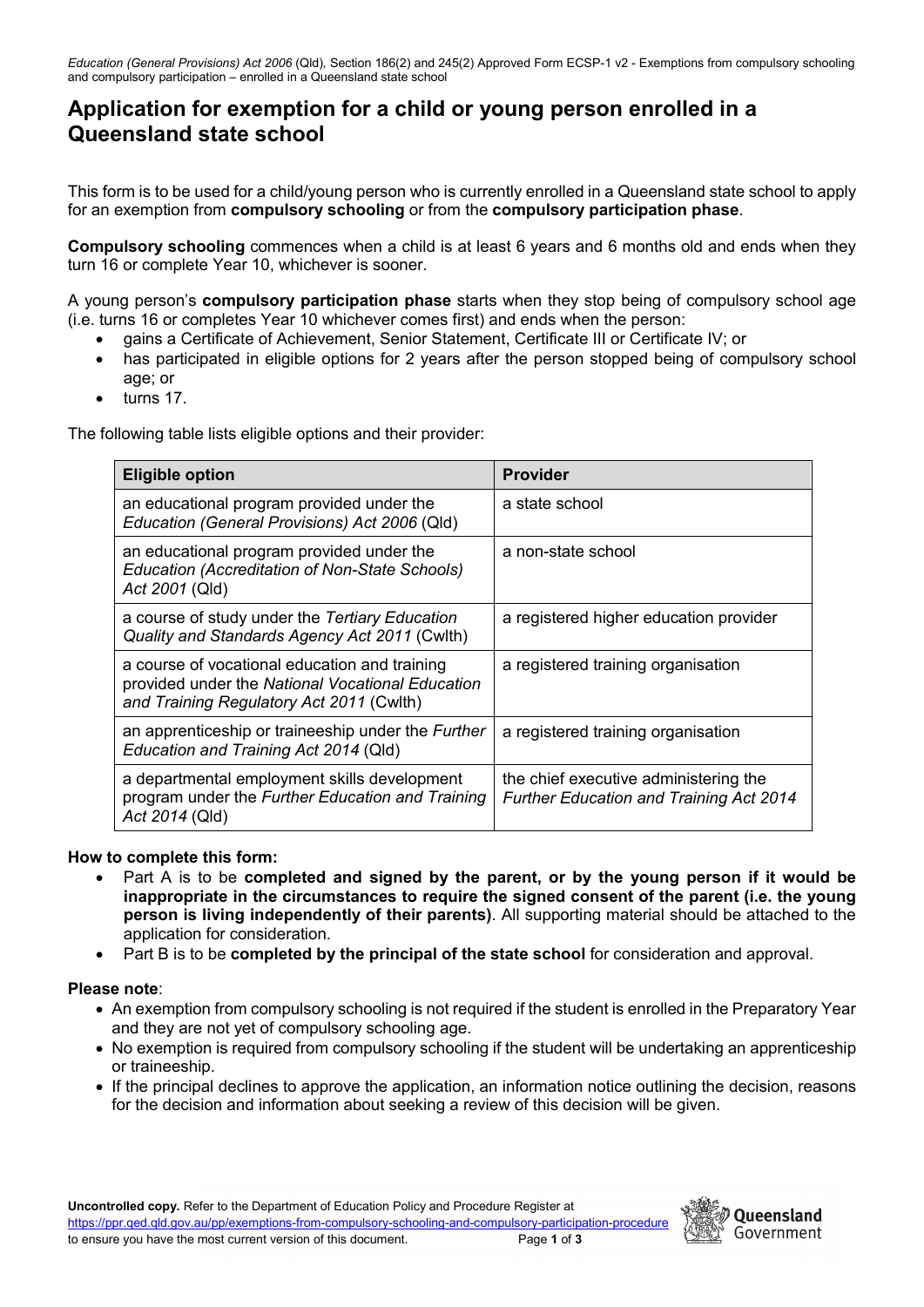*Education (General Provisions) Act 2006* (Qld), Section 186(2) and 245(2) Approved Form ECSP-1 v2 - Exemptions from compulsory schooling and compulsory participation – enrolled in a Queensland state school

# Application for exemption for a child or young person enrolled in a Queensland state school

This form is to be used for a child/young person who is currently enrolled in a Queensland state school to apply for an exemption from **compulsory schooling** or from the **compulsory participation phase**.

**Compulsory schooling** commences when a child is at least 6 years and 6 months old and ends when they turn 16 or complete Year 10, whichever is sooner.

A young person's **compulsory participation phase** starts when they stop being of compulsory school age (i.e. turns 16 or completes Year 10 whichever comes first) and ends when the person:

- gains a Certificate of Achievement, Senior Statement, Certificate III or Certificate IV; or
- has participated in eligible options for 2 years after the person stopped being of compulsory school age; or
- turns 17.

The following table lists eligible options and their provider:

| Eligible option | Provider |
|---|---|
| an educational program provided under the *Education (General Provisions) Act 2006* (Qld) | a state school |
| an educational program provided under the *Education (Accreditation of Non-State Schools) Act 2001* (Qld) | a non-state school |
| a course of study under the *Tertiary Education Quality and Standards Agency Act 2011* (Cwlth) | a registered higher education provider |
| a course of vocational education and training provided under the *National Vocational Education and Training Regulatory Act 2011* (Cwlth) | a registered training organisation |
| an apprenticeship or traineeship under the *Further Education and Training Act 2014* (Qld) | a registered training organisation |
| a departmental employment skills development program under the *Further Education and Training Act 2014* (Qld) | the chief executive administering the *Further Education and Training Act 2014* |

**How to complete this form:**

- Part A is to be **completed and signed by the parent, or by the young person if it would be inappropriate in the circumstances to require the signed consent of the parent (i.e. the young person is living independently of their parents)**. All supporting material should be attached to the application for consideration.
- Part B is to be **completed by the principal of the state school** for consideration and approval.

**Please note**:

- An exemption from compulsory schooling is not required if the student is enrolled in the Preparatory Year and they are not yet of compulsory schooling age.
- No exemption is required from compulsory schooling if the student will be undertaking an apprenticeship or traineeship.
- If the principal declines to approve the application, an information notice outlining the decision, reasons for the decision and information about seeking a review of this decision will be given.

**Uncontrolled copy.** Refer to the Department of Education Policy and Procedure Register at https://ppr.qed.qld.gov.au/pp/exemptions-from-compulsory-schooling-and-compulsory-participation-procedure to ensure you have the most current version of this document.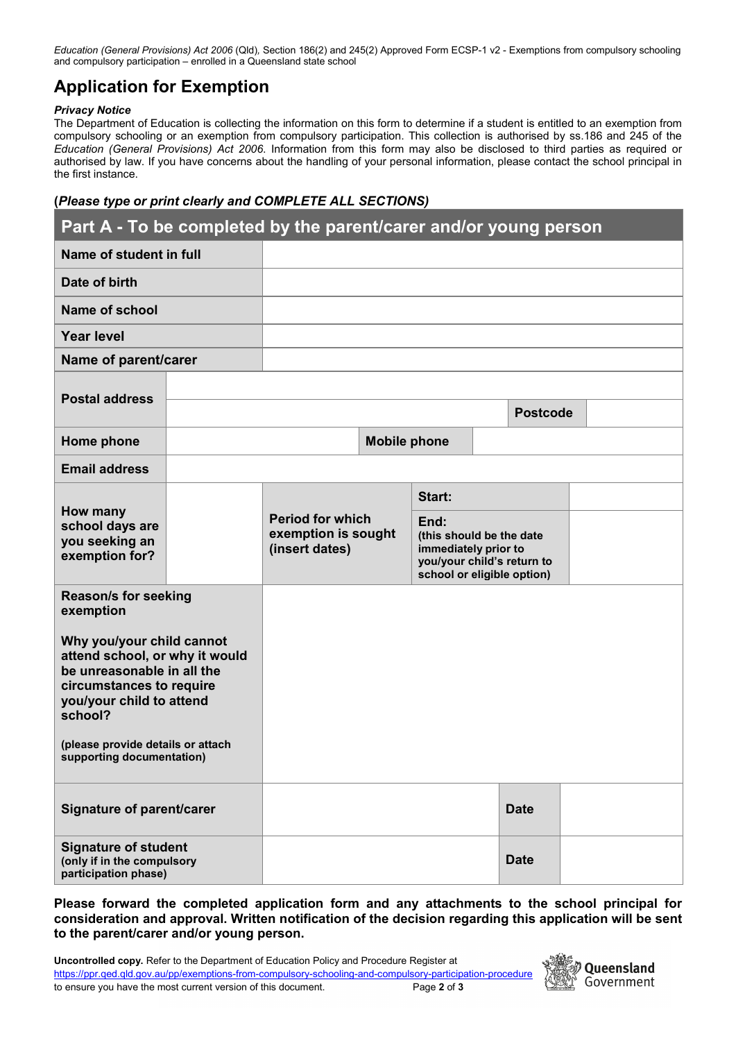*Education (General Provisions) Act 2006* (Qld), Section 186(2) and 245(2) Approved Form ECSP-1 v2 - Exemptions from compulsory schooling and compulsory participation – enrolled in a Queensland state school

# Application for Exemption

***Privacy Notice***

The Department of Education is collecting the information on this form to determine if a student is entitled to an exemption from compulsory schooling or an exemption from compulsory participation. This collection is authorised by ss.186 and 245 of the *Education (General Provisions) Act 2006*. Information from this form may also be disclosed to third parties as required or authorised by law. If you have concerns about the handling of your personal information, please contact the school principal in the first instance.

**(*Please type or print clearly and COMPLETE ALL SECTIONS)***

## Part A - To be completed by the parent/carer and/or young person

| | | | | | |
|---|---|---|---|---|---|
| **Name of student in full** | | | | | |
| **Date of birth** | | | | | |
| **Name of school** | | | | | |
| **Year level** | | | | | |
| **Name of parent/carer** | | | | | |
| **Postal address** | | | | | |
| | | | | **Postcode** | |
| **Home phone** | | **Mobile phone** | | | |
| **Email address** | | | | | |
| **How many school days are you seeking an exemption for?** | | **Period for which exemption is sought (insert dates)** | **Start:** | | |
| | | | **End:** (this should be the date immediately prior to you/your child's return to school or eligible option) | | |
| **Reason/s for seeking exemption**<br><br>**Why you/your child cannot attend school, or why it would be unreasonable in all the circumstances to require you/your child to attend school?**<br><br>(please provide details or attach supporting documentation) | | | | | |
| **Signature of parent/carer** | | | | **Date** | |
| **Signature of student** (only if in the compulsory participation phase) | | | | **Date** | |

**Please forward the completed application form and any attachments to the school principal for consideration and approval. Written notification of the decision regarding this application will be sent to the parent/carer and/or young person.**

**Uncontrolled copy.** Refer to the Department of Education Policy and Procedure Register at https://ppr.qed.qld.gov.au/pp/exemptions-from-compulsory-schooling-and-compulsory-participation-procedure to ensure you have the most current version of this document.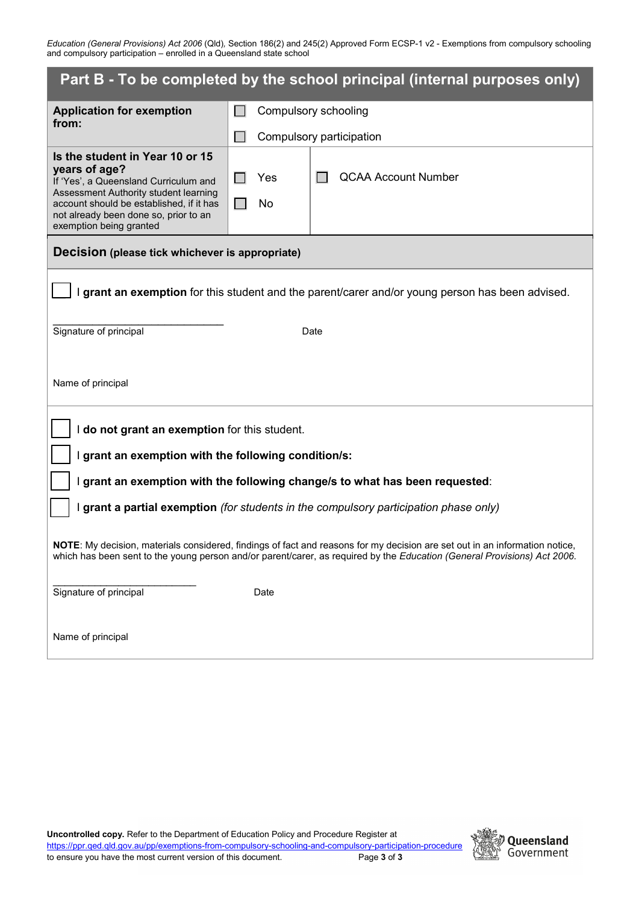*Education (General Provisions) Act 2006* (Qld), Section 186(2) and 245(2) Approved Form ECSP-1 v2 - Exemptions from compulsory schooling and compulsory participation – enrolled in a Queensland state school

## Part B - To be completed by the school principal (internal purposes only)

| | | |
|---|---|---|
| **Application for exemption from:** | ☐ Compulsory schooling<br>☐ Compulsory participation | |
| **Is the student in Year 10 or 15 years of age?**<br>If 'Yes', a Queensland Curriculum and Assessment Authority student learning account should be established, if it has not already been done so, prior to an exemption being granted | ☐ Yes<br>☐ No | ☐ QCAA Account Number |

### Decision (please tick whichever is appropriate)

☐ I **grant an exemption** for this student and the parent/carer and/or young person has been advised.

\_\_\_\_\_\_\_\_\_\_\_\_\_\_\_\_\_\_\_\_\_\_\_\_\_\_\_\_\_\_
Signature of principal                                        Date

Name of principal

☐ I **do not grant an exemption** for this student.

☐ I **grant an exemption with the following condition/s:**

☐ I **grant an exemption with the following change/s to what has been requested**:

☐ I **grant a partial exemption** *(for students in the compulsory participation phase only)*

**NOTE**: My decision, materials considered, findings of fact and reasons for my decision are set out in an information notice, which has been sent to the young person and/or parent/carer, as required by the *Education (General Provisions) Act 2006*.

\_\_\_\_\_\_\_\_\_\_\_\_\_\_\_\_\_\_\_\_\_\_\_\_\_\_\_\_\_\_
Signature of principal                                        Date

Name of principal

**Uncontrolled copy.** Refer to the Department of Education Policy and Procedure Register at https://ppr.qed.qld.gov.au/pp/exemptions-from-compulsory-schooling-and-compulsory-participation-procedure to ensure you have the most current version of this document.